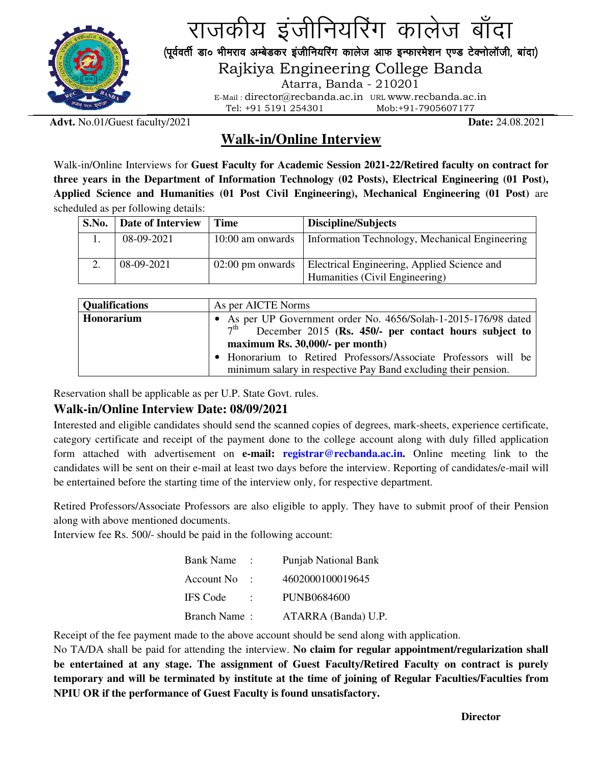# राजकीय इंजीनियरिंग कालेज बाँदा

(पूर्ववर्ती डा० भीमराव अम्बेडकर इंजीनियरिंग कालेज आफ इन्फारमेशन एण्ड टेक्नोलॉजी, बांदा)

## Rajkiya Engineering College Banda

Atarra, Banda - 210201

E-Mail : director@recbanda.ac.in URL www.recbanda.ac.in

Tel: +91 5191 254301 Mob:+91-7905607177

**Advt.** No.01/Guest faculty/2021 **Date:** 24.08.2021

## Walk-in/Online Interview

Walk-in/Online Interviews for **Guest Faculty for Academic Session 2021-22/Retired faculty on contract for three years in the Department of Information Technology (02 Posts), Electrical Engineering (01 Post), Applied Science and Humanities (01 Post Civil Engineering), Mechanical Engineering (01 Post)** are scheduled as per following details:

| S.No. | Date of Interview | Time | Discipline/Subjects |
|---|---|---|---|
| 1. | 08-09-2021 | 10:00 am onwards | Information Technology, Mechanical Engineering |
| 2. | 08-09-2021 | 02:00 pm onwards | Electrical Engineering, Applied Science and Humanities (Civil Engineering) |

| Qualifications | As per AICTE Norms |
|---|---|
| **Honorarium** | • As per UP Government order No. 4656/Solah-1-2015-176/98 dated 7th December 2015 **(Rs. 450/- per contact hours subject to maximum Rs. 30,000/- per month)**<br>• Honorarium to Retired Professors/Associate Professors will be minimum salary in respective Pay Band excluding their pension. |

Reservation shall be applicable as per U.P. State Govt. rules.

### Walk-in/Online Interview Date: 08/09/2021

Interested and eligible candidates should send the scanned copies of degrees, mark-sheets, experience certificate, category certificate and receipt of the payment done to the college account along with duly filled application form attached with advertisement on **e-mail: registrar@recbanda.ac.in.** Online meeting link to the candidates will be sent on their e-mail at least two days before the interview. Reporting of candidates/e-mail will be entertained before the starting time of the interview only, for respective department.

Retired Professors/Associate Professors are also eligible to apply. They have to submit proof of their Pension along with above mentioned documents.

Interview fee Rs. 500/- should be paid in the following account:

| | | |
|---|---|---|
| Bank Name | : | Punjab National Bank |
| Account No | : | 4602000100019645 |
| IFS Code | : | PUNB0684600 |
| Branch Name | : | ATARRA (Banda) U.P. |

Receipt of the fee payment made to the above account should be send along with application.

No TA/DA shall be paid for attending the interview. **No claim for regular appointment/regularization shall be entertained at any stage. The assignment of Guest Faculty/Retired Faculty on contract is purely temporary and will be terminated by institute at the time of joining of Regular Faculties/Faculties from NPIU OR if the performance of Guest Faculty is found unsatisfactory.**

**Director**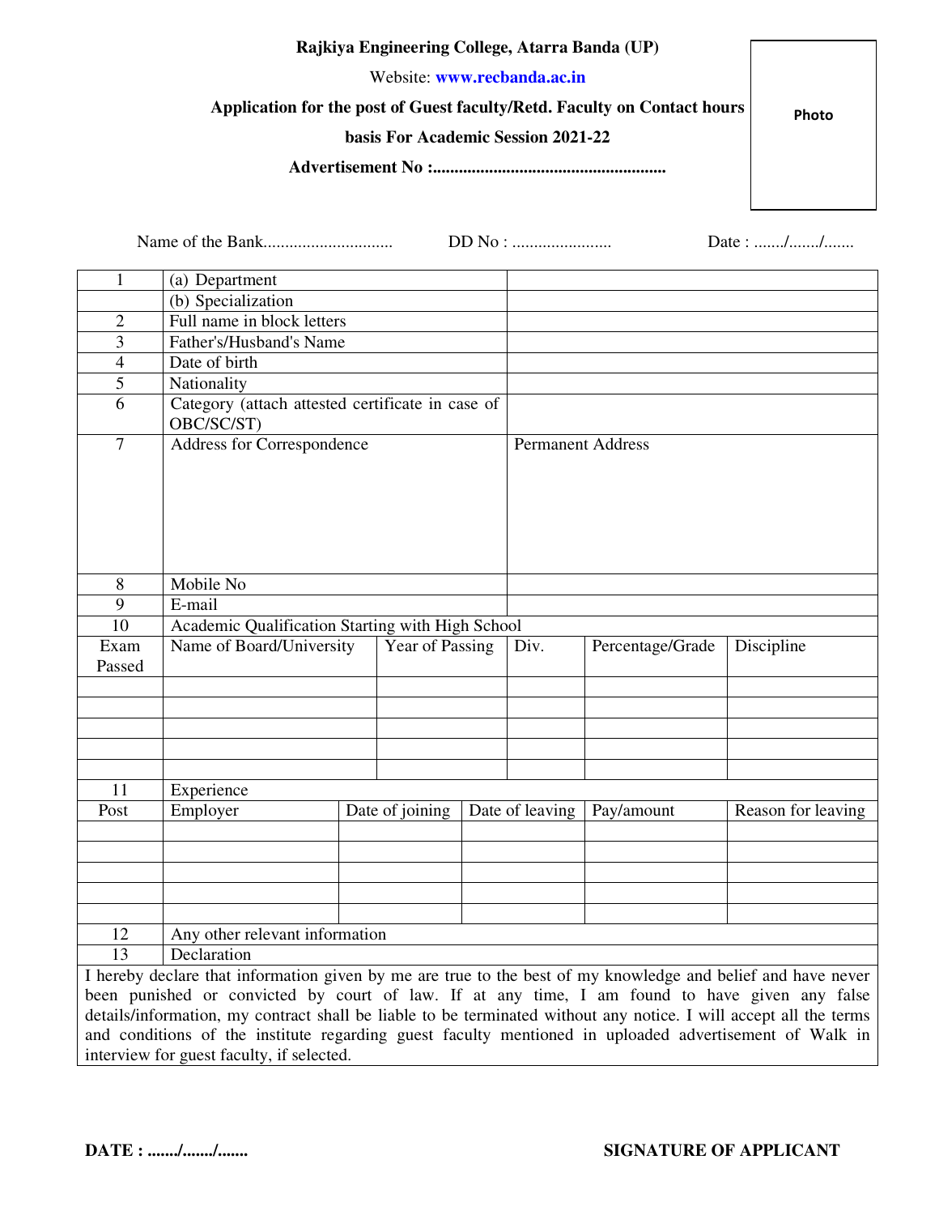**Rajkiya Engineering College, Atarra Banda (UP)**

Website: **www.recbanda.ac.in**

**Application for the post of Guest faculty/Retd. Faculty on Contact hours basis For Academic Session 2021-22**

**Advertisement No :......................................................**

Photo

Name of the Bank.............................. DD No : ....................... Date : ......./......./.......

| | | | | | |
|---|---|---|---|---|---|
| 1 | (a) Department | | | | |
| | (b) Specialization | | | | |
| 2 | Full name in block letters | | | | |
| 3 | Father's/Husband's Name | | | | |
| 4 | Date of birth | | | | |
| 5 | Nationality | | | | |
| 6 | Category (attach attested certificate in case of OBC/SC/ST) | | | | |
| 7 | Address for Correspondence | | Permanent Address | | |
| 8 | Mobile No | | | | |
| 9 | E-mail | | | | |
| 10 | Academic Qualification Starting with High School | | | | |
| Exam Passed | Name of Board/University | Year of Passing | Div. | Percentage/Grade | Discipline |
| | | | | | |
| | | | | | |
| | | | | | |
| | | | | | |
| | | | | | |
| 11 | Experience | | | | |
| Post | Employer | Date of joining | Date of leaving | Pay/amount | Reason for leaving |
| | | | | | |
| | | | | | |
| | | | | | |
| | | | | | |
| | | | | | |
| 12 | Any other relevant information | | | | |
| 13 | Declaration | | | | |

I hereby declare that information given by me are true to the best of my knowledge and belief and have never been punished or convicted by court of law. If at any time, I am found to have given any false details/information, my contract shall be liable to be terminated without any notice. I will accept all the terms and conditions of the institute regarding guest faculty mentioned in uploaded advertisement of Walk in interview for guest faculty, if selected.

**DATE : ......./......./.......** **SIGNATURE OF APPLICANT**